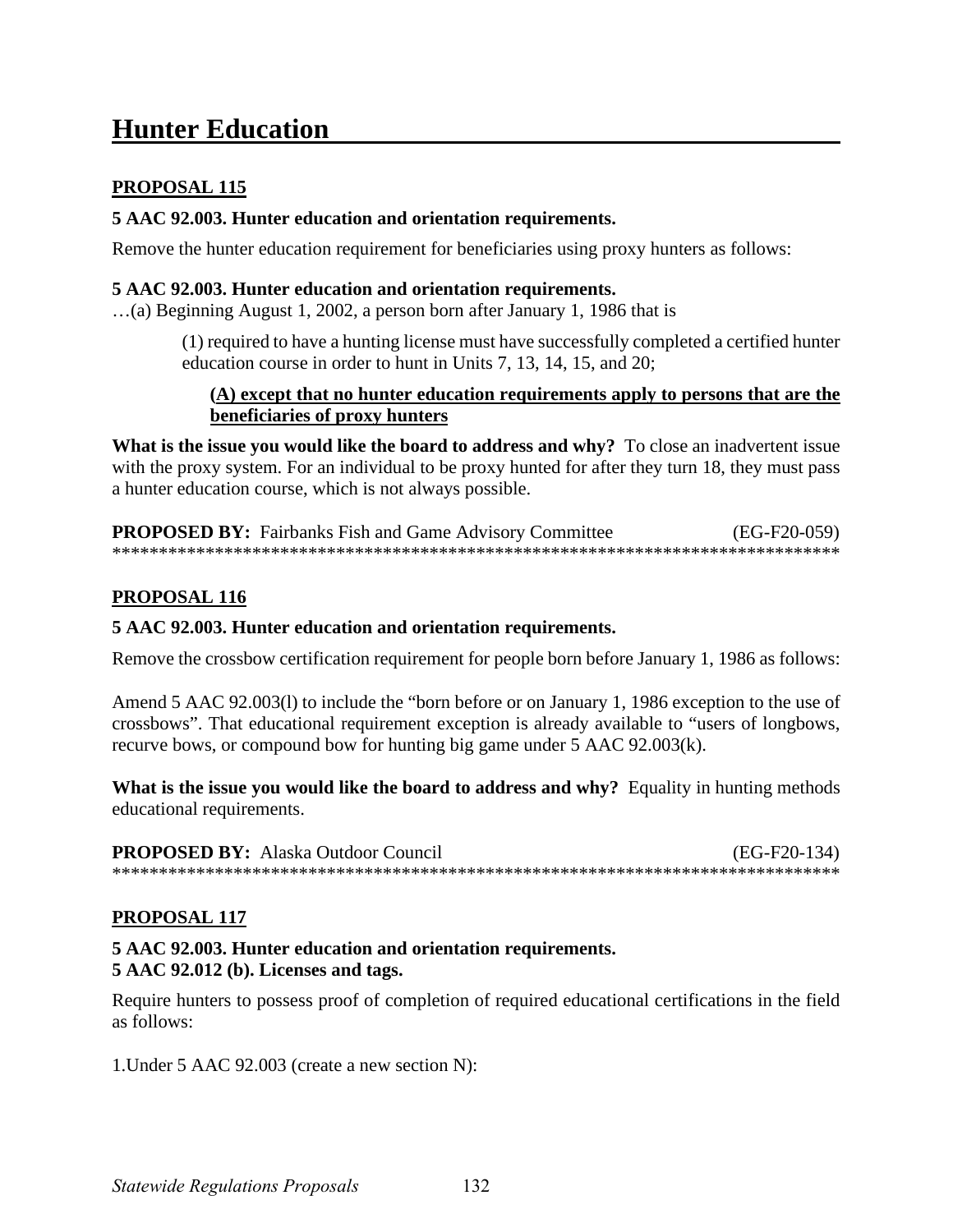# Hunter Education

## PROPOSAL 115

**5 AAC 92.003. Hunter education and orientation requirements.**

Remove the hunter education requirement for beneficiaries using proxy hunters as follows:

**5 AAC 92.003. Hunter education and orientation requirements.**

…(a) Beginning August 1, 2002, a person born after January 1, 1986 that is

> (1) required to have a hunting license must have successfully completed a certified hunter education course in order to hunt in Units 7, 13, 14, 15, and 20;
>
> **(A) except that no hunter education requirements apply to persons that are the beneficiaries of proxy hunters**

**What is the issue you would like the board to address and why?** To close an inadvertent issue with the proxy system. For an individual to be proxy hunted for after they turn 18, they must pass a hunter education course, which is not always possible.

**PROPOSED BY:** Fairbanks Fish and Game Advisory Committee (EG-F20-059)

******************************************************************************

## PROPOSAL 116

**5 AAC 92.003. Hunter education and orientation requirements.**

Remove the crossbow certification requirement for people born before January 1, 1986 as follows:

Amend 5 AAC 92.003(l) to include the "born before or on January 1, 1986 exception to the use of crossbows". That educational requirement exception is already available to "users of longbows, recurve bows, or compound bow for hunting big game under 5 AAC 92.003(k).

**What is the issue you would like the board to address and why?** Equality in hunting methods educational requirements.

**PROPOSED BY:** Alaska Outdoor Council (EG-F20-134)

******************************************************************************

## PROPOSAL 117

**5 AAC 92.003. Hunter education and orientation requirements.**
**5 AAC 92.012 (b). Licenses and tags.**

Require hunters to possess proof of completion of required educational certifications in the field as follows:

1.Under 5 AAC 92.003 (create a new section N):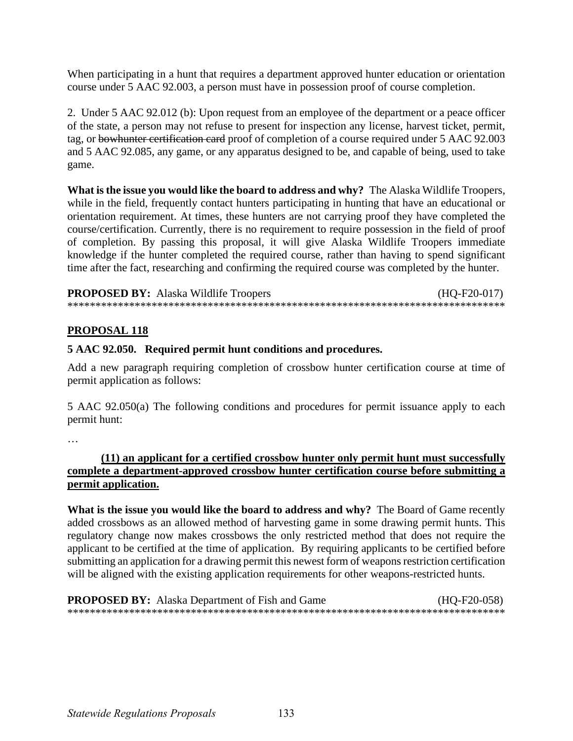When participating in a hunt that requires a department approved hunter education or orientation course under 5 AAC 92.003, a person must have in possession proof of course completion.

2. Under 5 AAC 92.012 (b): Upon request from an employee of the department or a peace officer of the state, a person may not refuse to present for inspection any license, harvest ticket, permit, tag, or ~~bowhunter certification card~~ proof of completion of a course required under 5 AAC 92.003 and 5 AAC 92.085, any game, or any apparatus designed to be, and capable of being, used to take game.

**What is the issue you would like the board to address and why?** The Alaska Wildlife Troopers, while in the field, frequently contact hunters participating in hunting that have an educational or orientation requirement. At times, these hunters are not carrying proof they have completed the course/certification. Currently, there is no requirement to require possession in the field of proof of completion. By passing this proposal, it will give Alaska Wildlife Troopers immediate knowledge if the hunter completed the required course, rather than having to spend significant time after the fact, researching and confirming the required course was completed by the hunter.

**PROPOSED BY:** Alaska Wildlife Troopers (HQ-F20-017)

******************************************************************************

## PROPOSAL 118

**5 AAC 92.050. Required permit hunt conditions and procedures.**

Add a new paragraph requiring completion of crossbow hunter certification course at time of permit application as follows:

5 AAC 92.050(a) The following conditions and procedures for permit issuance apply to each permit hunt:

…

<u>**(11) an applicant for a certified crossbow hunter only permit hunt must successfully complete a department-approved crossbow hunter certification course before submitting a permit application.**</u>

**What is the issue you would like the board to address and why?** The Board of Game recently added crossbows as an allowed method of harvesting game in some drawing permit hunts. This regulatory change now makes crossbows the only restricted method that does not require the applicant to be certified at the time of application. By requiring applicants to be certified before submitting an application for a drawing permit this newest form of weapons restriction certification will be aligned with the existing application requirements for other weapons-restricted hunts.

**PROPOSED BY:** Alaska Department of Fish and Game (HQ-F20-058)

******************************************************************************